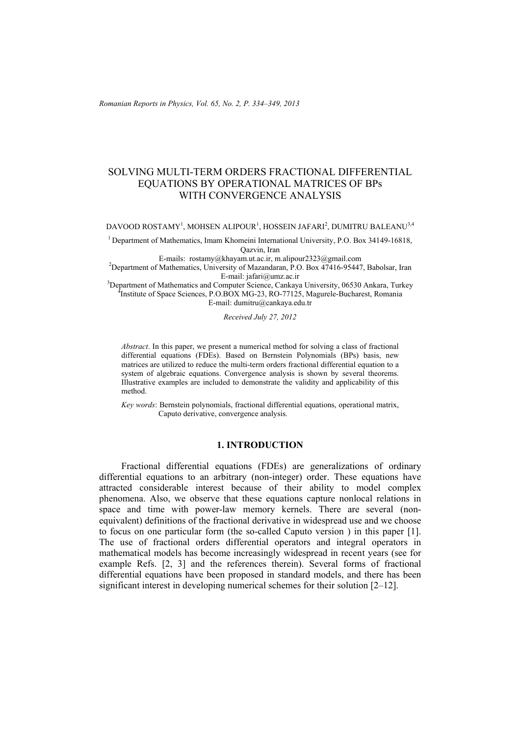# SOLVING MULTI-TERM ORDERS FRACTIONAL DIFFERENTIAL EQUATIONS BY OPERATIONAL MATRICES OF BPs WITH CONVERGENCE ANALYSIS

DAVOOD ROSTAMY[1], MOHSEN ALIPOUR[1], HOSSEIN JAFARI[2], DUMITRU BALEANU[3,4]

[1] Department of Mathematics, Imam Khomeini International University, P.O. Box 34149-16818, Qazvin, Iran

E-mails: rostamy@khayam.ut.ac.ir, m.alipour2323@gmail.com

[2] Department of Mathematics, University of Mazandaran, P.O. Box 47416-95447, Babolsar, Iran

E-mail: jafari@umz.ac.ir

[3] Department of Mathematics and Computer Science, Cankaya University, 06530 Ankara, Turkey

[4] Institute of Space Sciences, P.O.BOX MG-23, RO-77125, Magurele-Bucharest, Romania

E-mail: dumitru@cankaya.edu.tr

*Received July 27, 2012*

*Abstract*. In this paper, we present a numerical method for solving a class of fractional differential equations (FDEs). Based on Bernstein Polynomials (BPs) basis, new matrices are utilized to reduce the multi-term orders fractional differential equation to a system of algebraic equations. Convergence analysis is shown by several theorems. Illustrative examples are included to demonstrate the validity and applicability of this method.

*Key words*: Bernstein polynomials, fractional differential equations, operational matrix, Caputo derivative, convergence analysis.

## 1. INTRODUCTION

Fractional differential equations (FDEs) are generalizations of ordinary differential equations to an arbitrary (non-integer) order. These equations have attracted considerable interest because of their ability to model complex phenomena. Also, we observe that these equations capture nonlocal relations in space and time with power-law memory kernels. There are several (non-equivalent) definitions of the fractional derivative in widespread use and we choose to focus on one particular form (the so-called Caputo version ) in this paper [1]. The use of fractional orders differential operators and integral operators in mathematical models has become increasingly widespread in recent years (see for example Refs. [2, 3] and the references therein). Several forms of fractional differential equations have been proposed in standard models, and there has been significant interest in developing numerical schemes for their solution [2–12].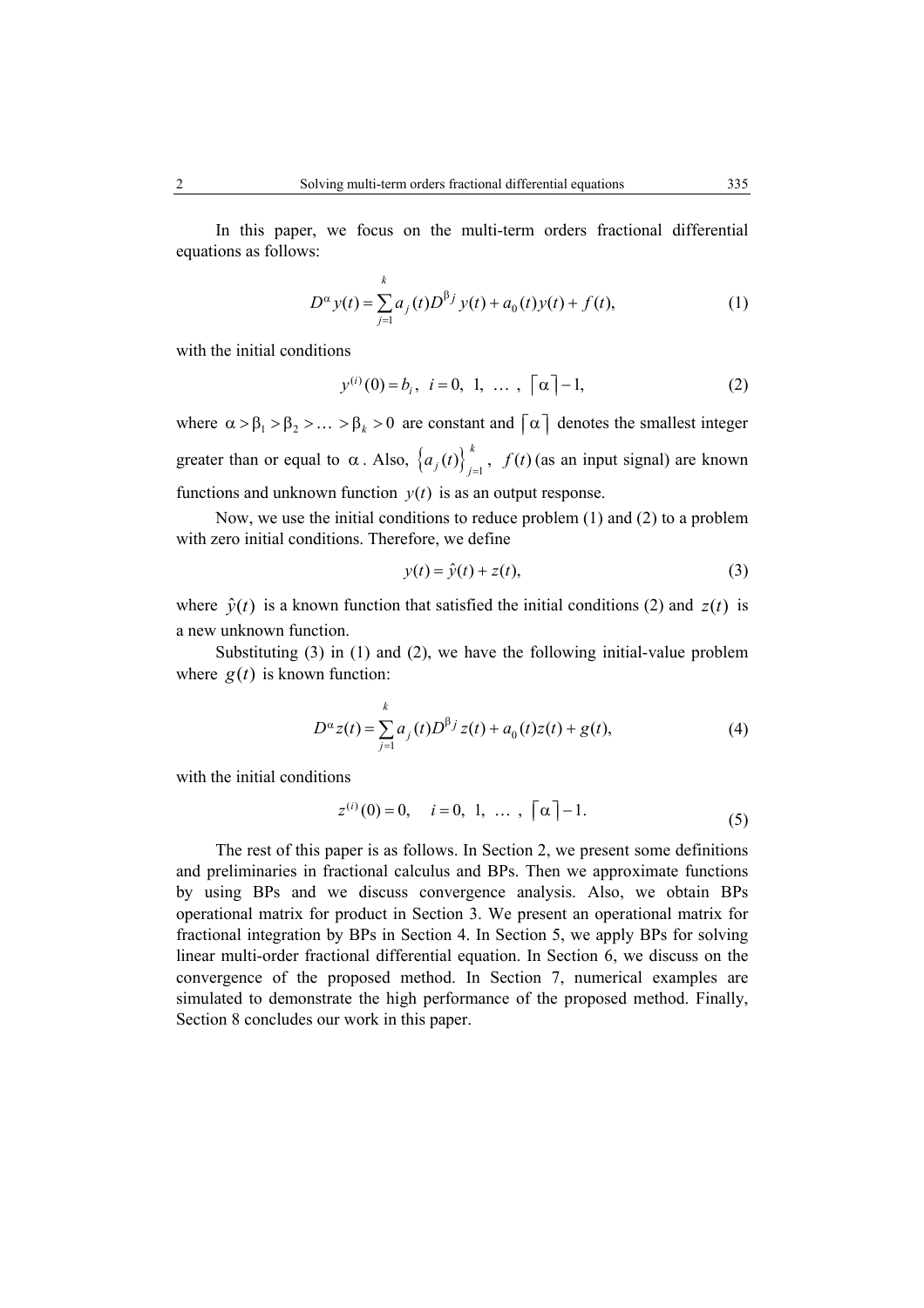In this paper, we focus on the multi-term orders fractional differential equations as follows:

$$D^{\alpha} y(t) = \sum_{j=1}^{k} a_j(t) D^{\beta_j} y(t) + a_0(t) y(t) + f(t), \tag{1}$$

with the initial conditions

$$y^{(i)}(0) = b_i, \;\; i = 0, \; 1, \; \ldots \; , \; \lceil \alpha \rceil - 1, \tag{2}$$

where $\alpha > \beta_1 > \beta_2 > \ldots > \beta_k > 0$ are constant and $\lceil \alpha \rceil$ denotes the smallest integer greater than or equal to $\alpha$. Also, $\left\{ a_j(t) \right\}_{j=1}^{k}$, $f(t)$ (as an input signal) are known functions and unknown function $y(t)$ is as an output response.

Now, we use the initial conditions to reduce problem (1) and (2) to a problem with zero initial conditions. Therefore, we define

$$y(t) = \hat{y}(t) + z(t), \tag{3}$$

where $\hat{y}(t)$ is a known function that satisfied the initial conditions (2) and $z(t)$ is a new unknown function.

Substituting (3) in (1) and (2), we have the following initial-value problem where $g(t)$ is known function:

$$D^{\alpha} z(t) = \sum_{j=1}^{k} a_j(t) D^{\beta_j} z(t) + a_0(t) z(t) + g(t), \tag{4}$$

with the initial conditions

$$z^{(i)}(0) = 0, \quad i = 0, \; 1, \; \ldots \; , \; \lceil \alpha \rceil - 1. \tag{5}$$

The rest of this paper is as follows. In Section 2, we present some definitions and preliminaries in fractional calculus and BPs. Then we approximate functions by using BPs and we discuss convergence analysis. Also, we obtain BPs operational matrix for product in Section 3. We present an operational matrix for fractional integration by BPs in Section 4. In Section 5, we apply BPs for solving linear multi-order fractional differential equation. In Section 6, we discuss on the convergence of the proposed method. In Section 7, numerical examples are simulated to demonstrate the high performance of the proposed method. Finally, Section 8 concludes our work in this paper.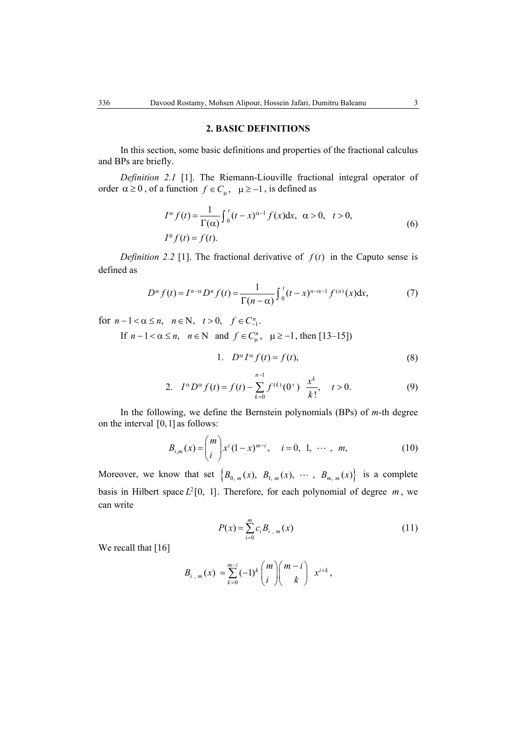## 2. BASIC DEFINITIONS

In this section, some basic definitions and properties of the fractional calculus and BPs are briefly.

*Definition 2.1* [1]. The Riemann-Liouville fractional integral operator of order $\alpha \geq 0$, of a function $f \in C_\mu, \quad \mu \geq -1$, is defined as

$$I^\alpha f(t) = \frac{1}{\Gamma(\alpha)} \int_0^t (t-x)^{\alpha-1} f(x) \mathrm{d}x, \quad \alpha > 0, \quad t > 0,$$
$$I^0 f(t) = f(t). \tag{6}$$

*Definition 2.2* [1]. The fractional derivative of $f(t)$ in the Caputo sense is defined as

$$D^\alpha f(t) = I^{n-\alpha} D^n f(t) = \frac{1}{\Gamma(n-\alpha)} \int_0^t (t-x)^{n-\alpha-1} f^{(n)}(x) \mathrm{d}x, \tag{7}$$

for $n-1 < \alpha \leq n, \quad n \in \mathrm{N}, \quad t > 0, \quad f \in C_{-1}^n$.

If $n-1 < \alpha \leq n, \quad n \in \mathrm{N}$ and $f \in C_\mu^n, \quad \mu \geq -1$, then [13–15])

$$1. \quad D^\alpha I^\alpha f(t) = f(t), \tag{8}$$

$$2. \quad I^\alpha D^\alpha f(t) = f(t) - \sum_{k=0}^{n-1} f^{(k)}(0^+) \frac{x^k}{k!}, \quad t > 0. \tag{9}$$

In the following, we define the Bernstein polynomials (BPs) of *m*-th degree on the interval $[0,1]$ as follows:

$$B_{i,m}(x) = \binom{m}{i} x^i (1-x)^{m-i}, \quad i = 0, \ 1, \ \cdots, \ m, \tag{10}$$

Moreover, we know that set $\{B_{0,\,m}(x), \ B_{1,\,m}(x), \ \cdots, \ B_{m,\,m}(x)\}$ is a complete basis in Hilbert space $L^2[0, \ 1]$. Therefore, for each polynomial of degree $m$, we can write

$$P(x) = \sum_{i=0}^{m} c_i B_{i\,,\,m}(x) \tag{11}$$

We recall that [16]

$$B_{i\,,\,m}(x) = \sum_{k=0}^{m-i} (-1)^k \binom{m}{i} \binom{m-i}{k} x^{i+k},$$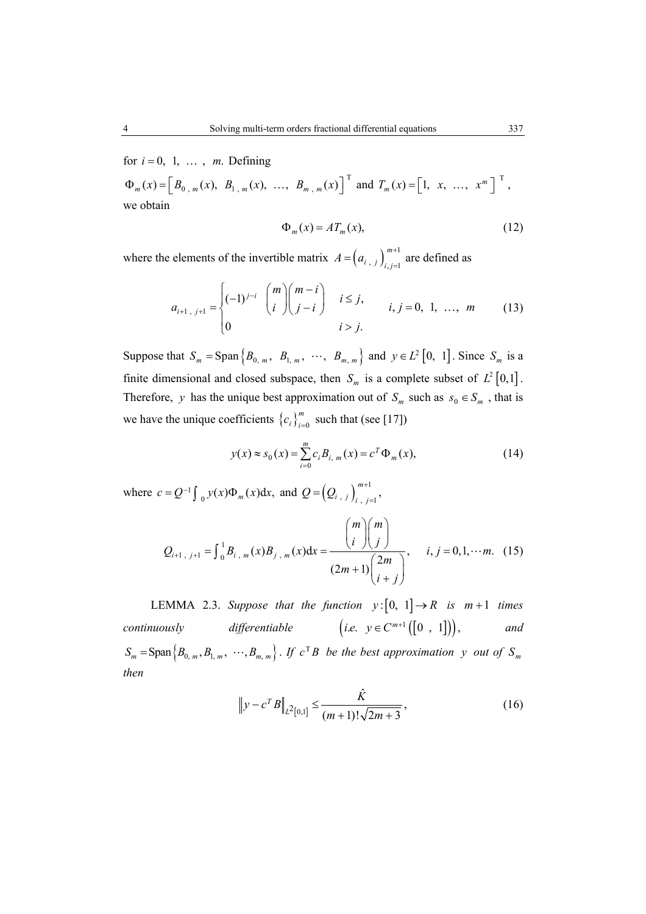for $i = 0, 1, \ldots, m$. Defining

$\Phi_m(x) = \left[B_{0,m}(x), B_{1,m}(x), \ldots, B_{m,m}(x)\right]^{\mathrm{T}}$ and $T_m(x) = \left[1, x, \ldots, x^m\right]^{\mathrm{T}}$,

we obtain

$$\Phi_m(x) = AT_m(x), \tag{12}$$

where the elements of the invertible matrix $A = \left(a_{i,j}\right)_{i,j=1}^{m+1}$ are defined as

$$a_{i+1,j+1} = \begin{cases} (-1)^{j-i} \binom{m}{i}\binom{m-i}{j-i} & i \le j, \\ 0 & i > j. \end{cases} \qquad i, j = 0, 1, \ldots, m \tag{13}$$

Suppose that $S_m = \operatorname{Span}\left\{B_{0,m}, B_{1,m}, \cdots, B_{m,m}\right\}$ and $y \in L^2[0, 1]$. Since $S_m$ is a finite dimensional and closed subspace, then $S_m$ is a complete subset of $L^2[0,1]$. Therefore, $y$ has the unique best approximation out of $S_m$ such as $s_0 \in S_m$, that is we have the unique coefficients $\{c_i\}_{i=0}^m$ such that (see [17])

$$y(x) \approx s_0(x) = \sum_{i=0}^{m} c_i B_{i,m}(x) = c^T \Phi_m(x), \tag{14}$$

where $c = Q^{-1} \int_0 y(x)\Phi_m(x)\mathrm{d}x$, and $Q = \left(Q_{i,j}\right)_{i,j=1}^{m+1}$,

$$Q_{i+1,j+1} = \int_0^1 B_{i,m}(x) B_{j,m}(x)\mathrm{d}x = \frac{\binom{m}{i}\binom{m}{j}}{(2m+1)\binom{2m}{i+j}}, \qquad i, j = 0, 1, \cdots m. \tag{15}$$

LEMMA 2.3. *Suppose that the function $y : [0, 1] \to R$ is $m+1$ times continuously differentiable $\left(i.e.\ y \in C^{m+1}([0, 1])\right)$, and $S_m = \operatorname{Span}\left\{B_{0,m}, B_{1,m}, \cdots, B_{m,m}\right\}$. If $c^{\mathrm{T}}B$ be the best approximation $y$ out of $S_m$ then*

$$\left\| y - c^T B \right\|_{L^2[0,1]} \le \frac{\hat{K}}{(m+1)!\sqrt{2m+3}}, \tag{16}$$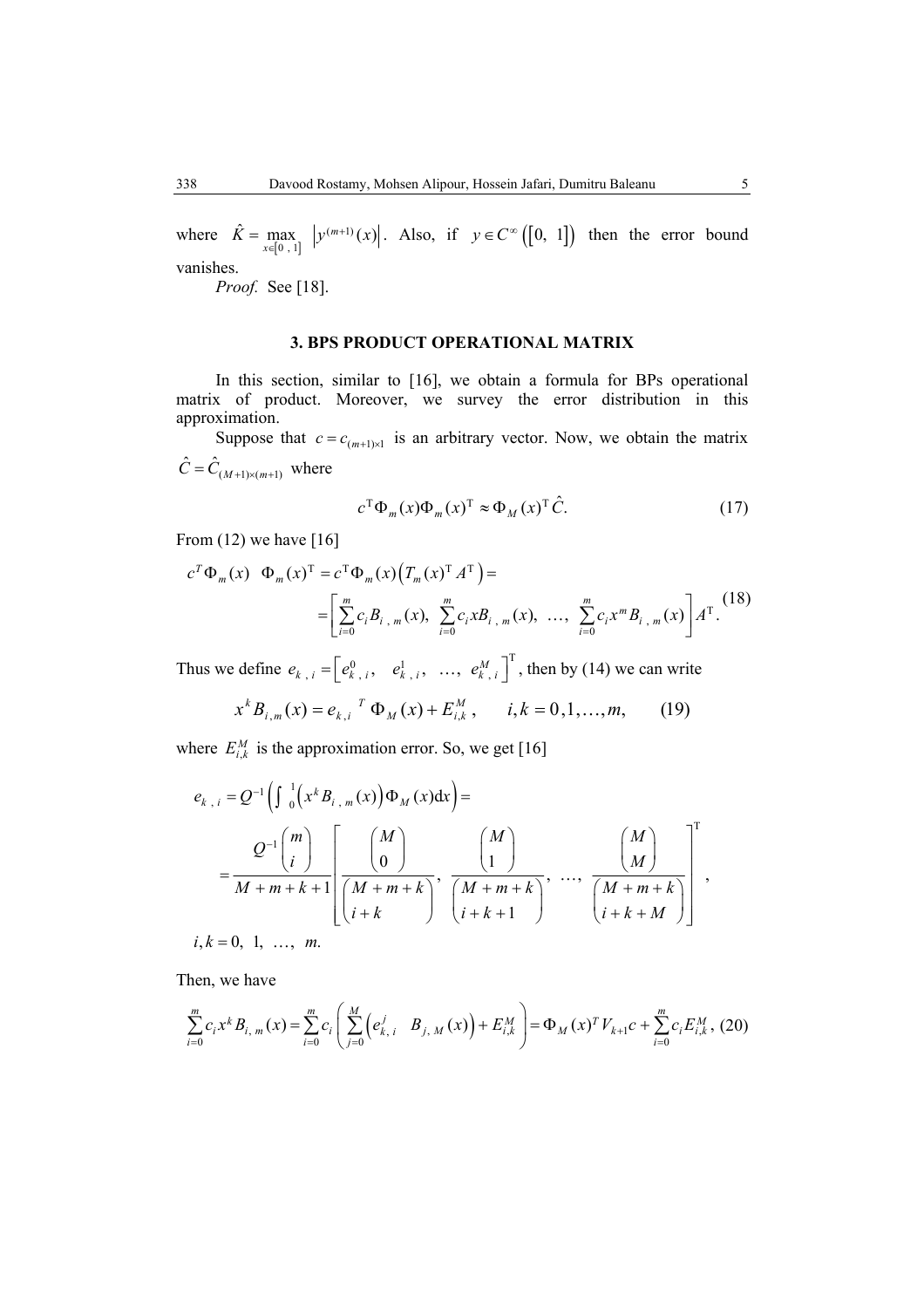where $\hat{K} = \max_{x \in [0\ ,\ 1]} \left| y^{(m+1)}(x) \right|$. Also, if $y \in C^{\infty}\left([0,\ 1]\right)$ then the error bound vanishes.

*Proof.* See [18].

## 3. BPS PRODUCT OPERATIONAL MATRIX

In this section, similar to [16], we obtain a formula for BPs operational matrix of product. Moreover, we survey the error distribution in this approximation.

Suppose that $c = c_{(m+1)\times 1}$ is an arbitrary vector. Now, we obtain the matrix $\hat{C} = \hat{C}_{(M+1)\times(m+1)}$ where

$$c^{\mathrm{T}} \Phi_m(x) \Phi_m(x)^{\mathrm{T}} \approx \Phi_M(x)^{\mathrm{T}} \hat{C}. \tag{17}$$

From (12) we have [16]

$$\begin{aligned} c^T \Phi_m(x) \ \ \Phi_m(x)^{\mathrm{T}} &= c^{\mathrm{T}} \Phi_m(x) \left( T_m(x)^{\mathrm{T}} A^{\mathrm{T}} \right) = \\ &= \left[ \sum_{i=0}^{m} c_i B_{i\ ,\ m}(x),\ \sum_{i=0}^{m} c_i x B_{i\ ,\ m}(x),\ \ldots,\ \sum_{i=0}^{m} c_i x^m B_{i\ ,\ m}(x) \right] A^{\mathrm{T}}. \end{aligned} \tag{18}$$

Thus we define $e_{k\ ,\ i} = \left[ e_{k\ ,\ i}^{0},\ \ e_{k\ ,\ i}^{1},\ \ \ldots,\ \ e_{k\ ,\ i}^{M} \right]^{\mathrm{T}}$, then by (14) we can write

$$x^k B_{i,m}(x) = e_{k,i}^{\ \ T}\ \Phi_M(x) + E_{i,k}^M, \qquad i,k = 0,1,\ldots,m, \tag{19}$$

where $E_{i,k}^M$ is the approximation error. So, we get [16]

$$\begin{aligned} e_{k\ ,\ i} &= Q^{-1} \left( \int_0^1 \left( x^k B_{i\ ,\ m}(x) \right) \Phi_M(x) \mathrm{d}x \right) = \\ &= \frac{Q^{-1} \binom{m}{i}}{M+m+k+1} \left[ \frac{\binom{M}{0}}{\binom{M+m+k}{i+k}},\ \frac{\binom{M}{1}}{\binom{M+m+k}{i+k+1}},\ \ldots,\ \frac{\binom{M}{M}}{\binom{M+m+k}{i+k+M}} \right]^{\mathrm{T}}, \\ & i,k = 0,\ 1,\ \ldots,\ m. \end{aligned}$$

Then, we have

$$\sum_{i=0}^{m} c_i x^k B_{i,\ m}(x) = \sum_{i=0}^{m} c_i \left( \sum_{j=0}^{M} \left( e_{k,\ i}^{j} \quad B_{j,\ M}(x) \right) + E_{i,k}^M \right) = \Phi_M(x)^T V_{k+1} c + \sum_{i=0}^{m} c_i E_{i,k}^M, \tag{20}$$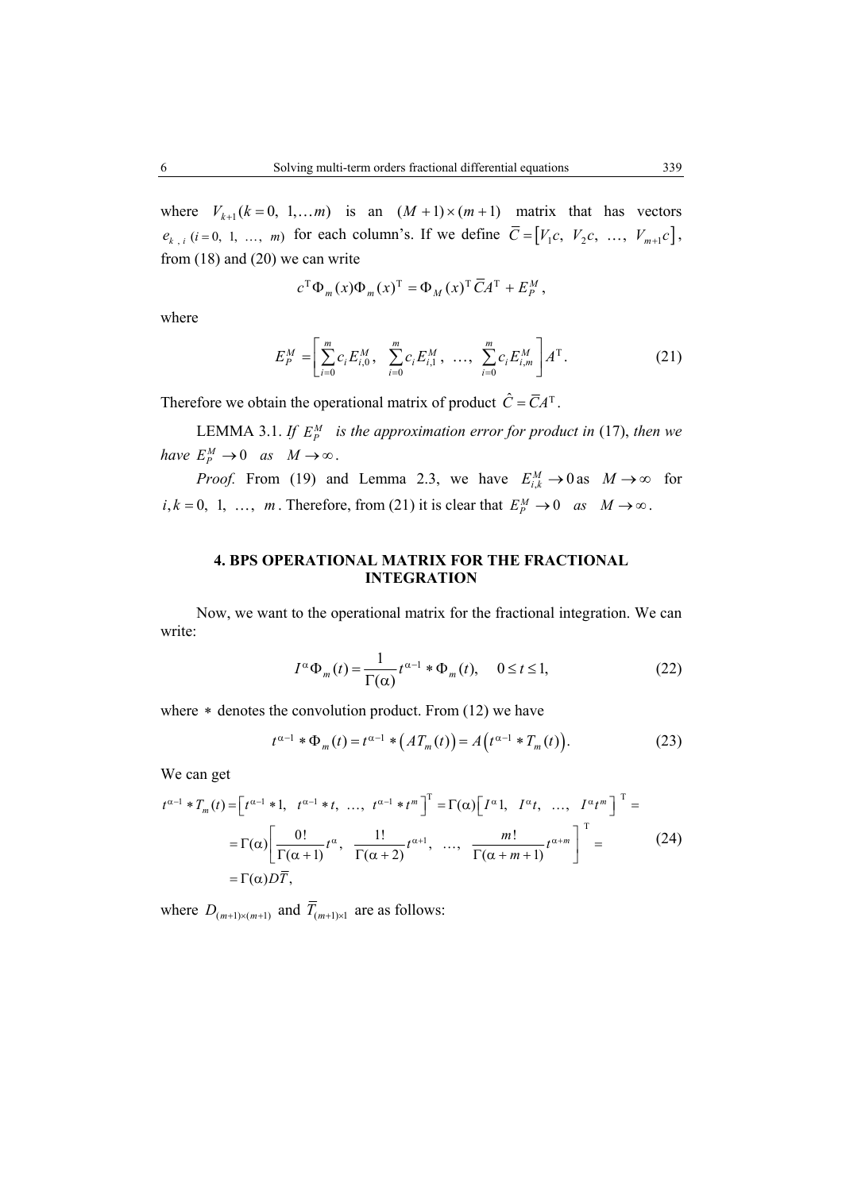where $V_{k+1} (k = 0, 1, \ldots m)$ is an $(M+1)\times(m+1)$ matrix that has vectors $e_{k\ ,\ i}\ (i = 0,\ 1,\ \ldots,\ m)$ for each column's. If we define $\overline{C} = \left[V_1 c,\ V_2 c,\ \ldots,\ V_{m+1} c\right]$, from (18) and (20) we can write

$$c^{\mathrm{T}} \Phi_m(x) \Phi_m(x)^{\mathrm{T}} = \Phi_M(x)^{\mathrm{T}}\, \overline{C} A^{\mathrm{T}} + E_P^M,$$

where

$$E_P^M = \left[\sum_{i=0}^{m} c_i E_{i,0}^M,\ \sum_{i=0}^{m} c_i E_{i,1}^M,\ \ldots,\ \sum_{i=0}^{m} c_i E_{i,m}^M\right] A^{\mathrm{T}}. \tag{21}$$

Therefore we obtain the operational matrix of product $\hat{C} = \overline{C} A^{\mathrm{T}}$.

LEMMA 3.1. *If* $E_P^M$ *is the approximation error for product in* (17), *then we have* $E_P^M \to 0$ *as* $M \to \infty$.

*Proof.* From (19) and Lemma 2.3, we have $E_{i,k}^M \to 0$ as $M \to \infty$ for $i, k = 0,\ 1,\ \ldots,\ m$. Therefore, from (21) it is clear that $E_P^M \to 0$ *as* $M \to \infty$.

## 4. BPS OPERATIONAL MATRIX FOR THE FRACTIONAL INTEGRATION

Now, we want to the operational matrix for the fractional integration. We can write:

$$I^{\alpha} \Phi_m(t) = \frac{1}{\Gamma(\alpha)} t^{\alpha-1} * \Phi_m(t), \quad 0 \le t \le 1, \tag{22}$$

where $*$ denotes the convolution product. From (12) we have

$$t^{\alpha-1} * \Phi_m(t) = t^{\alpha-1} * \left(A T_m(t)\right) = A\left(t^{\alpha-1} * T_m(t)\right). \tag{23}$$

We can get

$$\begin{aligned} t^{\alpha-1} * T_m(t) &= \left[t^{\alpha-1} * 1,\ t^{\alpha-1} * t,\ \ldots,\ t^{\alpha-1} * t^m\right]^{\mathrm{T}} = \Gamma(\alpha)\left[I^{\alpha} 1,\ I^{\alpha} t,\ \ldots,\ I^{\alpha} t^m\right]^{\mathrm{T}} = \\ &= \Gamma(\alpha)\left[\frac{0!}{\Gamma(\alpha+1)} t^{\alpha},\ \frac{1!}{\Gamma(\alpha+2)} t^{\alpha+1},\ \ldots,\ \frac{m!}{\Gamma(\alpha+m+1)} t^{\alpha+m}\right]^{\mathrm{T}} = \\ &= \Gamma(\alpha) D \overline{T}, \end{aligned} \tag{24}$$

where $D_{(m+1)\times(m+1)}$ and $\overline{T}_{(m+1)\times 1}$ are as follows: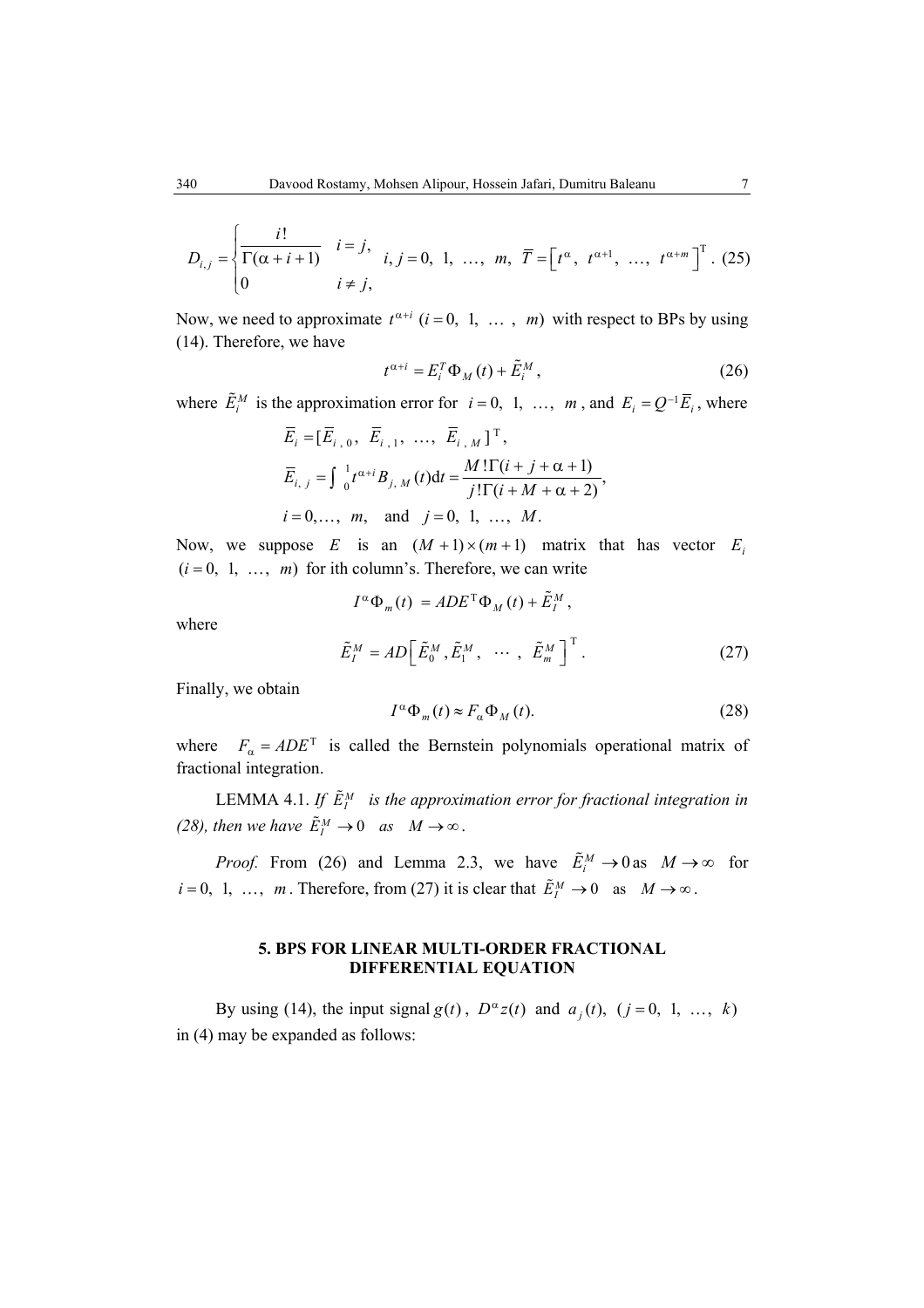$$D_{i,j} = \begin{cases} \dfrac{i!}{\Gamma(\alpha+i+1)} & i = j, \\ 0 & i \neq j, \end{cases} \quad i, j = 0,\ 1,\ \ldots,\ m, \quad \overline{T} = \left[t^{\alpha},\ t^{\alpha+1},\ \ldots,\ t^{\alpha+m}\right]^{\mathrm{T}}. \tag{25}$$

Now, we need to approximate $t^{\alpha+i}$ $(i = 0,\ 1,\ \ldots\ ,\ m)$ with respect to BPs by using (14). Therefore, we have

$$t^{\alpha+i} = E_i^T \Phi_M(t) + \tilde{E}_i^M, \tag{26}$$

where $\tilde{E}_i^M$ is the approximation error for $i = 0,\ 1,\ \ldots,\ m$, and $E_i = Q^{-1}\overline{E}_i$, where

$$\overline{E}_i = [\overline{E}_{i\,,\,0},\ \overline{E}_{i\,,\,1},\ \ldots,\ \overline{E}_{i\,,\,M}]^{\mathrm{T}},$$

$$\overline{E}_{i,\,j} = \int_0^1 t^{\alpha+i} B_{j,\,M}(t)\mathrm{d}t = \frac{M!\Gamma(i+j+\alpha+1)}{j!\Gamma(i+M+\alpha+2)},$$

$$i = 0, \ldots,\ m, \quad \text{and} \quad j = 0,\ 1,\ \ldots,\ M.$$

Now, we suppose $E$ is an $(M+1)\times(m+1)$ matrix that has vector $E_i$ $(i = 0,\ 1,\ \ldots,\ m)$ for ith column's. Therefore, we can write

$$I^{\alpha}\Phi_m(t) = ADE^{\mathrm{T}}\Phi_M(t) + \tilde{E}_I^M,$$

where

$$\tilde{E}_I^M = AD\left[\tilde{E}_0^M, \tilde{E}_1^M,\ \cdots\ ,\ \tilde{E}_m^M\right]^{\mathrm{T}}. \tag{27}$$

Finally, we obtain

$$I^{\alpha}\Phi_m(t) \approx F_{\alpha}\Phi_M(t). \tag{28}$$

where $F_{\alpha} = ADE^{\mathrm{T}}$ is called the Bernstein polynomials operational matrix of fractional integration.

LEMMA 4.1. *If* $\tilde{E}_I^M$ *is the approximation error for fractional integration in (28), then we have* $\tilde{E}_I^M \to 0$ *as* $M \to \infty$.

*Proof.* From (26) and Lemma 2.3, we have $\tilde{E}_i^M \to 0$ as $M \to \infty$ for $i = 0,\ 1,\ \ldots,\ m$. Therefore, from (27) it is clear that $\tilde{E}_I^M \to 0$ as $M \to \infty$.

## 5. BPS FOR LINEAR MULTI-ORDER FRACTIONAL DIFFERENTIAL EQUATION

By using (14), the input signal $g(t)$, $D^{\alpha}z(t)$ and $a_j(t)$, $(j = 0,\ 1,\ \ldots,\ k)$ in (4) may be expanded as follows: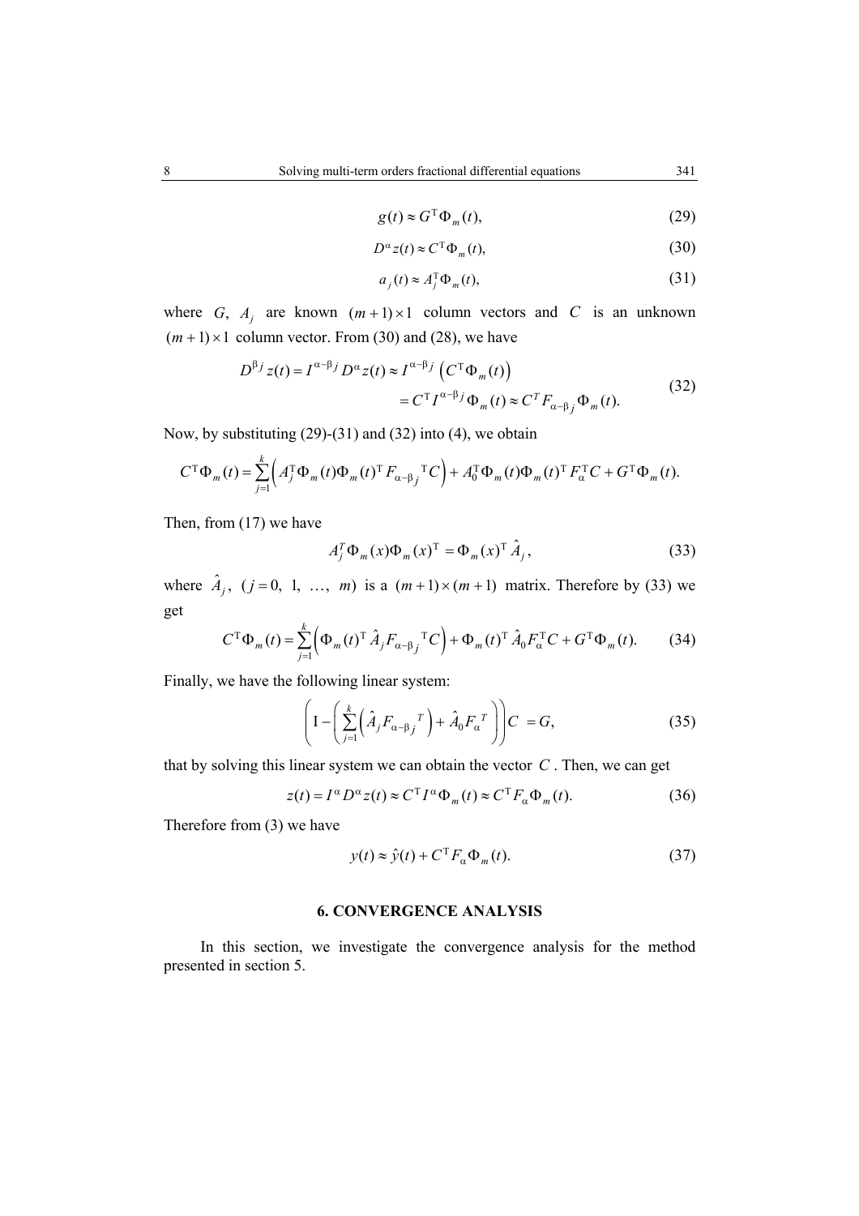$$g(t) \approx G^{\mathrm{T}} \Phi_m(t), \tag{29}$$

$$D^{\alpha} z(t) \approx C^{\mathrm{T}} \Phi_m(t), \tag{30}$$

$$a_j(t) \approx A_j^{\mathrm{T}} \Phi_m(t), \tag{31}$$

where $G$, $A_j$ are known $(m+1)\times 1$ column vectors and $C$ is an unknown $(m+1)\times 1$ column vector. From (30) and (28), we have

$$\begin{aligned} D^{\beta_j} z(t) = I^{\alpha-\beta_j} D^{\alpha} z(t) &\approx I^{\alpha-\beta_j} \left( C^{\mathrm{T}} \Phi_m(t) \right) \\ &= C^{\mathrm{T}} I^{\alpha-\beta_j} \Phi_m(t) \approx C^{T} F_{\alpha-\beta_j} \Phi_m(t). \end{aligned} \tag{32}$$

Now, by substituting (29)-(31) and (32) into (4), we obtain

$$C^{\mathrm{T}} \Phi_m(t) = \sum_{j=1}^{k} \left( A_j^{\mathrm{T}} \Phi_m(t) \Phi_m(t)^{\mathrm{T}} F_{\alpha-\beta_j}{}^{\mathrm{T}} C \right) + A_0^{\mathrm{T}} \Phi_m(t) \Phi_m(t)^{\mathrm{T}} F_{\alpha}^{\mathrm{T}} C + G^{\mathrm{T}} \Phi_m(t).$$

Then, from (17) we have

$$A_j^{T} \Phi_m(x) \Phi_m(x)^{\mathrm{T}} = \Phi_m(x)^{\mathrm{T}} \hat{A}_j, \tag{33}$$

where $\hat{A}_j$, $(j = 0,\ 1,\ \ldots,\ m)$ is a $(m+1)\times(m+1)$ matrix. Therefore by (33) we get

$$C^{\mathrm{T}} \Phi_m(t) = \sum_{j=1}^{k} \left( \Phi_m(t)^{\mathrm{T}} \hat{A}_j F_{\alpha-\beta_j}{}^{\mathrm{T}} C \right) + \Phi_m(t)^{\mathrm{T}} \hat{A}_0 F_{\alpha}^{\mathrm{T}} C + G^{\mathrm{T}} \Phi_m(t). \tag{34}$$

Finally, we have the following linear system:

$$\left( \mathrm{I} - \left( \sum_{j=1}^{k} \left( \hat{A}_j F_{\alpha-\beta_j}{}^{T} \right) + \hat{A}_0 F_{\alpha}^{T} \right) \right) C = G, \tag{35}$$

that by solving this linear system we can obtain the vector $C$. Then, we can get

$$z(t) = I^{\alpha} D^{\alpha} z(t) \approx C^{\mathrm{T}} I^{\alpha} \Phi_m(t) \approx C^{\mathrm{T}} F_{\alpha} \Phi_m(t). \tag{36}$$

Therefore from (3) we have

$$y(t) \approx \hat{y}(t) + C^{\mathrm{T}} F_{\alpha} \Phi_m(t). \tag{37}$$

## 6. CONVERGENCE ANALYSIS

In this section, we investigate the convergence analysis for the method presented in section 5.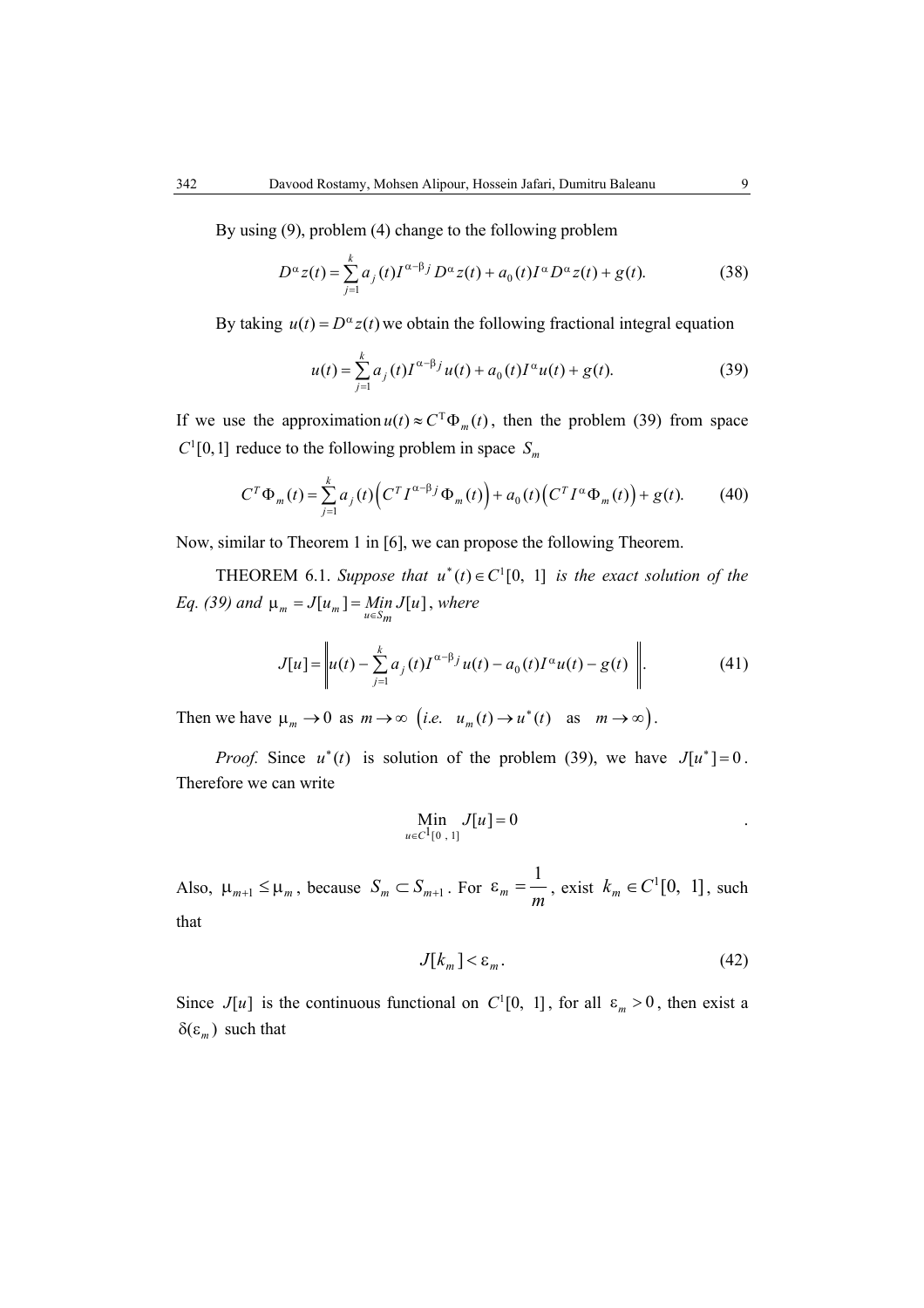By using (9), problem (4) change to the following problem

$$D^{\alpha} z(t) = \sum_{j=1}^{k} a_j(t) I^{\alpha-\beta_j} D^{\alpha} z(t) + a_0(t) I^{\alpha} D^{\alpha} z(t) + g(t). \tag{38}$$

By taking $u(t) = D^{\alpha} z(t)$ we obtain the following fractional integral equation

$$u(t) = \sum_{j=1}^{k} a_j(t) I^{\alpha-\beta_j} u(t) + a_0(t) I^{\alpha} u(t) + g(t). \tag{39}$$

If we use the approximation $u(t) \approx C^{\mathrm{T}} \Phi_m(t)$, then the problem (39) from space $C^1[0,1]$ reduce to the following problem in space $S_m$

$$C^T \Phi_m(t) = \sum_{j=1}^{k} a_j(t) \left( C^T I^{\alpha-\beta_j} \Phi_m(t) \right) + a_0(t) \left( C^T I^{\alpha} \Phi_m(t) \right) + g(t). \tag{40}$$

Now, similar to Theorem 1 in [6], we can propose the following Theorem.

THEOREM 6.1. *Suppose that* $u^*(t) \in C^1[0,\ 1]$ *is the exact solution of the Eq. (39) and* $\mu_m = J[u_m] = \underset{u \in S_m}{Min}\, J[u]$, *where*

$$J[u] = \left\| u(t) - \sum_{j=1}^{k} a_j(t) I^{\alpha-\beta_j} u(t) - a_0(t) I^{\alpha} u(t) - g(t) \right\|. \tag{41}$$

Then we have $\mu_m \to 0$ as $m \to \infty$ $\left( i.e.\ \ u_m(t) \to u^*(t) \ \text{ as } \ m \to \infty \right)$.

*Proof.* Since $u^*(t)$ is solution of the problem (39), we have $J[u^*] = 0$. Therefore we can write

$$\underset{u \in C^1[0\ ,\ 1]}{\text{Min}}\ J[u] = 0 .$$

Also, $\mu_{m+1} \le \mu_m$, because $S_m \subset S_{m+1}$. For $\varepsilon_m = \dfrac{1}{m}$, exist $k_m \in C^1[0,\ 1]$, such that

$$J[k_m] < \varepsilon_m. \tag{42}$$

Since $J[u]$ is the continuous functional on $C^1[0,\ 1]$, for all $\varepsilon_m > 0$, then exist a $\delta(\varepsilon_m)$ such that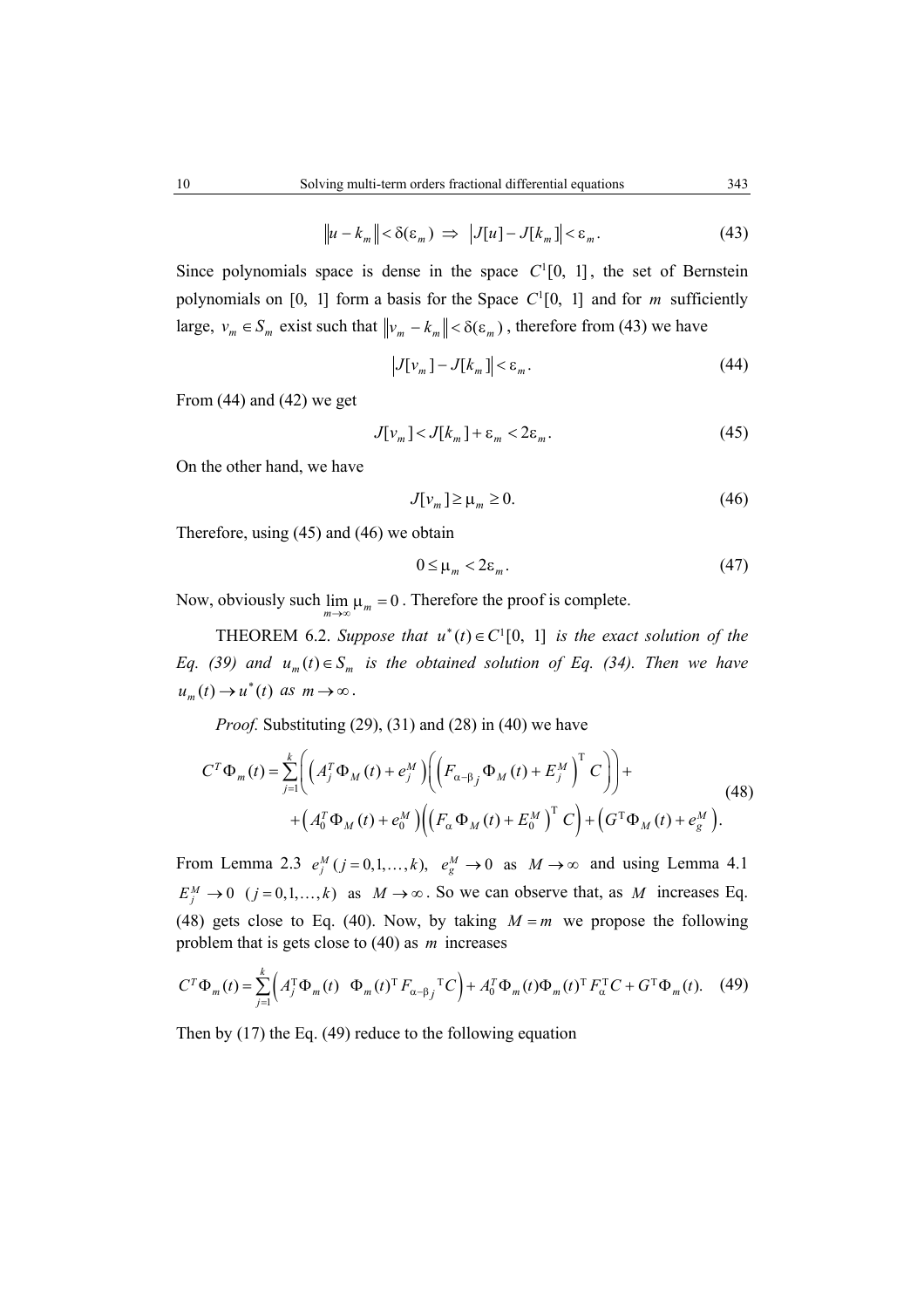$$\|u - k_m\| < \delta(\varepsilon_m) \Rightarrow |J[u] - J[k_m]| < \varepsilon_m. \tag{43}$$

Since polynomials space is dense in the space $C^1[0, 1]$, the set of Bernstein polynomials on $[0, 1]$ form a basis for the Space $C^1[0, 1]$ and for $m$ sufficiently large, $v_m \in S_m$ exist such that $\|v_m - k_m\| < \delta(\varepsilon_m)$, therefore from (43) we have

$$|J[v_m] - J[k_m]| < \varepsilon_m. \tag{44}$$

From (44) and (42) we get

$$J[v_m] < J[k_m] + \varepsilon_m < 2\varepsilon_m. \tag{45}$$

On the other hand, we have

$$J[v_m] \geq \mu_m \geq 0. \tag{46}$$

Therefore, using (45) and (46) we obtain

$$0 \leq \mu_m < 2\varepsilon_m. \tag{47}$$

Now, obviously such $\lim_{m\to\infty} \mu_m = 0$. Therefore the proof is complete.

THEOREM 6.2. *Suppose that $u^*(t) \in C^1[0, 1]$ is the exact solution of the Eq. (39) and $u_m(t) \in S_m$ is the obtained solution of Eq. (34). Then we have $u_m(t) \to u^*(t)$ as $m \to \infty$.*

*Proof.* Substituting (29), (31) and (28) in (40) we have

$$\begin{aligned} C^T\Phi_m(t) = &\sum_{j=1}^{k}\left(\left(A_j^T\Phi_M(t) + e_j^M\right)\left(\left(F_{\alpha-\beta_j}\Phi_M(t) + E_j^M\right)^{\mathrm{T}} C\right)\right) + \\ &+\left(A_0^T\Phi_M(t) + e_0^M\right)\left(\left(F_\alpha\Phi_M(t) + E_0^M\right)^{\mathrm{T}} C\right) + \left(G^{\mathrm{T}}\Phi_M(t) + e_g^M\right). \end{aligned} \tag{48}$$

From Lemma 2.3 $e_j^M\ (j = 0,1,\ldots,k),\ e_g^M \to 0$ as $M \to \infty$ and using Lemma 4.1 $E_j^M \to 0\ (j = 0,1,\ldots,k)$ as $M \to \infty$. So we can observe that, as $M$ increases Eq. (48) gets close to Eq. (40). Now, by taking $M = m$ we propose the following problem that is gets close to (40) as $m$ increases

$$C^T\Phi_m(t) = \sum_{j=1}^{k}\left(A_j^{\mathrm{T}}\Phi_m(t)\ \ \Phi_m(t)^{\mathrm{T}} F_{\alpha-\beta_j}{}^{\mathrm{T}} C\right) + A_0^T\Phi_m(t)\Phi_m(t)^{\mathrm{T}} F_\alpha^{\mathrm{T}} C + G^{\mathrm{T}}\Phi_m(t). \tag{49}$$

Then by (17) the Eq. (49) reduce to the following equation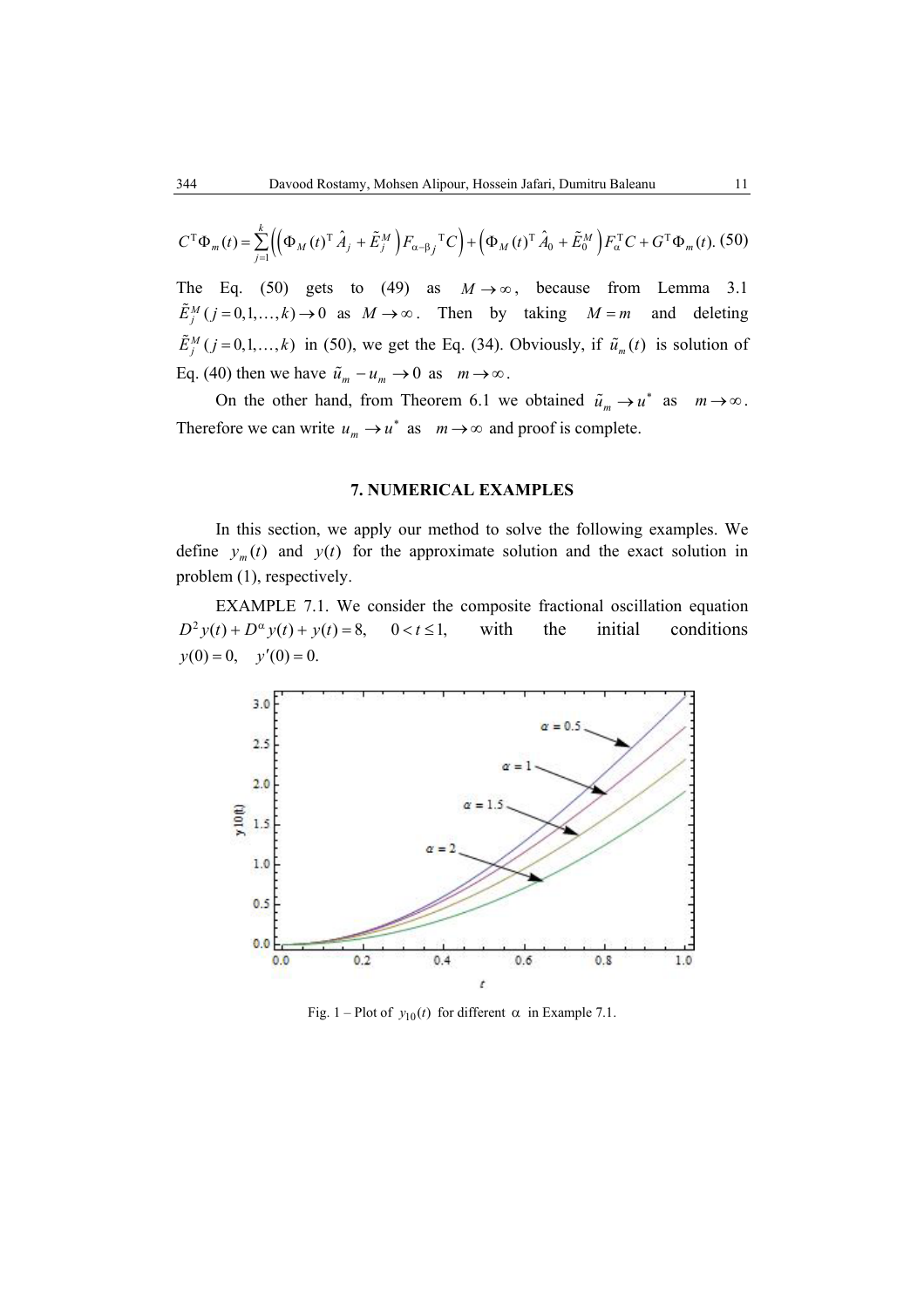$$C^{\mathrm{T}}\Phi_m(t)=\sum_{j=1}^{k}\left(\left(\Phi_M(t)^{\mathrm{T}}\hat{A}_j+\tilde{E}_j^M\right)F_{\alpha-\beta_j}{}^{\mathrm{T}}C\right)+\left(\Phi_M(t)^{\mathrm{T}}\hat{A}_0+\tilde{E}_0^M\right)F_{\alpha}^{\mathrm{T}}C+G^{\mathrm{T}}\Phi_m(t). \quad (50)$$

The Eq. (50) gets to (49) as $M\to\infty$, because from Lemma 3.1 $\tilde{E}_j^M\ (j=0,1,\ldots,k)\to 0$ as $M\to\infty$. Then by taking $M=m$ and deleting $\tilde{E}_j^M\ (j=0,1,\ldots,k)$ in (50), we get the Eq. (34). Obviously, if $\tilde{u}_m(t)$ is solution of Eq. (40) then we have $\tilde{u}_m-u_m\to 0$ as $m\to\infty$.

On the other hand, from Theorem 6.1 we obtained $\tilde{u}_m\to u^*$ as $m\to\infty$. Therefore we can write $u_m\to u^*$ as $m\to\infty$ and proof is complete.

## 7. NUMERICAL EXAMPLES

In this section, we apply our method to solve the following examples. We define $y_m(t)$ and $y(t)$ for the approximate solution and the exact solution in problem (1), respectively.

EXAMPLE 7.1. We consider the composite fractional oscillation equation $D^2y(t)+D^{\alpha}y(t)+y(t)=8,\quad 0<t\le 1,$ with the initial conditions $y(0)=0,\quad y'(0)=0.$

Fig. 1 – Plot of $y_{10}(t)$ for different $\alpha$ in Example 7.1.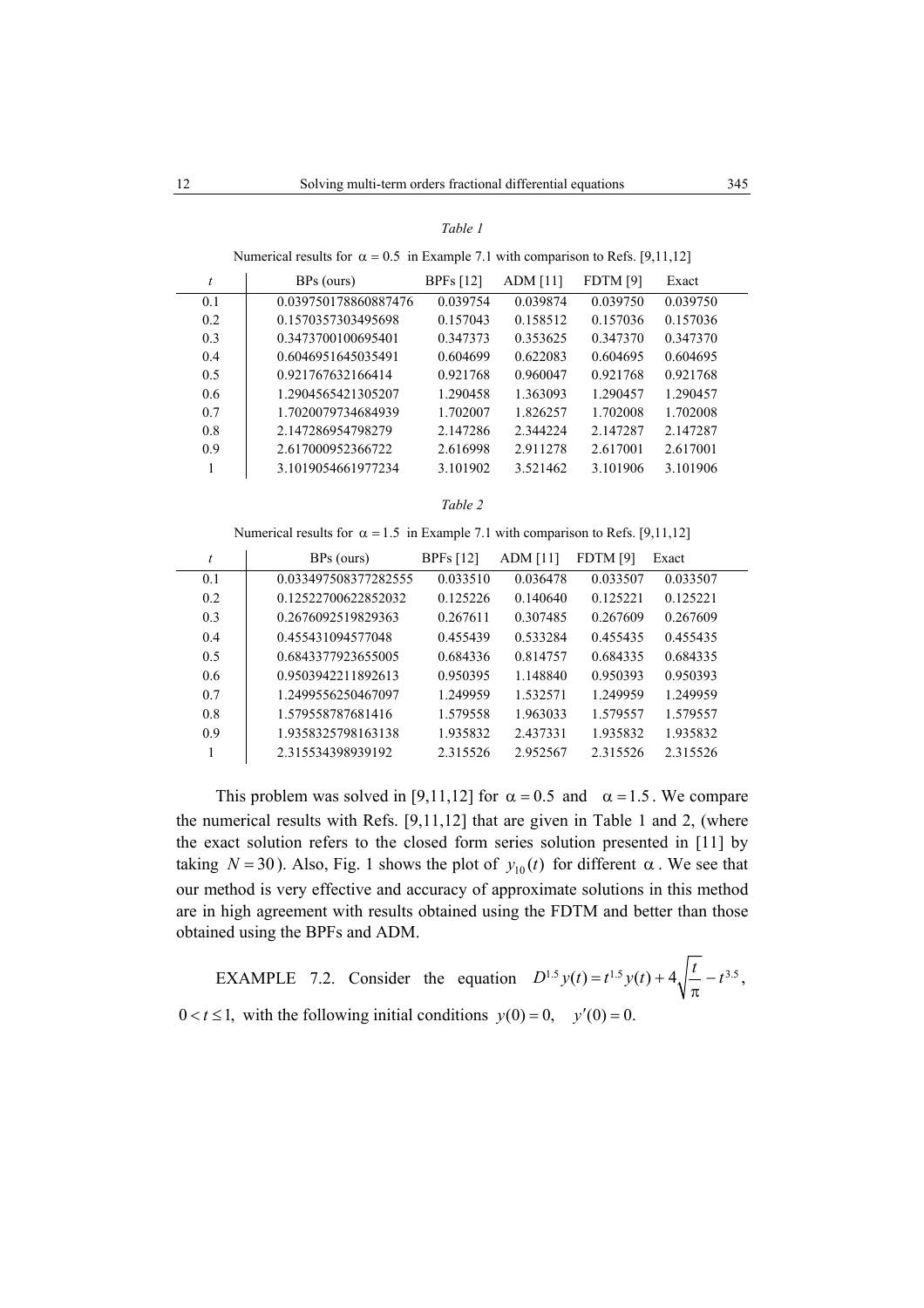*Table 1*

Numerical results for $\alpha = 0.5$ in Example 7.1 with comparison to Refs. [9,11,12]

| $t$ | BPs (ours) | BPFs [12] | ADM [11] | FDTM [9] | Exact |
|---|---|---|---|---|---|
| 0.1 | 0.039750178860887476 | 0.039754 | 0.039874 | 0.039750 | 0.039750 |
| 0.2 | 0.1570357303495698 | 0.157043 | 0.158512 | 0.157036 | 0.157036 |
| 0.3 | 0.3473700100695401 | 0.347373 | 0.353625 | 0.347370 | 0.347370 |
| 0.4 | 0.6046951645035491 | 0.604699 | 0.622083 | 0.604695 | 0.604695 |
| 0.5 | 0.921767632166414 | 0.921768 | 0.960047 | 0.921768 | 0.921768 |
| 0.6 | 1.2904565421305207 | 1.290458 | 1.363093 | 1.290457 | 1.290457 |
| 0.7 | 1.7020079734684939 | 1.702007 | 1.826257 | 1.702008 | 1.702008 |
| 0.8 | 2.147286954798279 | 2.147286 | 2.344224 | 2.147287 | 2.147287 |
| 0.9 | 2.617000952366722 | 2.616998 | 2.911278 | 2.617001 | 2.617001 |
| 1 | 3.1019054661977234 | 3.101902 | 3.521462 | 3.101906 | 3.101906 |

*Table 2*

Numerical results for $\alpha = 1.5$ in Example 7.1 with comparison to Refs. [9,11,12]

| $t$ | BPs (ours) | BPFs [12] | ADM [11] | FDTM [9] | Exact |
|---|---|---|---|---|---|
| 0.1 | 0.033497508377282555 | 0.033510 | 0.036478 | 0.033507 | 0.033507 |
| 0.2 | 0.12522700622852032 | 0.125226 | 0.140640 | 0.125221 | 0.125221 |
| 0.3 | 0.2676092519829363 | 0.267611 | 0.307485 | 0.267609 | 0.267609 |
| 0.4 | 0.455431094577048 | 0.455439 | 0.533284 | 0.455435 | 0.455435 |
| 0.5 | 0.6843377923655005 | 0.684336 | 0.814757 | 0.684335 | 0.684335 |
| 0.6 | 0.9503942211892613 | 0.950395 | 1.148840 | 0.950393 | 0.950393 |
| 0.7 | 1.2499556250467097 | 1.249959 | 1.532571 | 1.249959 | 1.249959 |
| 0.8 | 1.579558787681416 | 1.579558 | 1.963033 | 1.579557 | 1.579557 |
| 0.9 | 1.9358325798163138 | 1.935832 | 2.437331 | 1.935832 | 1.935832 |
| 1 | 2.315534398939192 | 2.315526 | 2.952567 | 2.315526 | 2.315526 |

This problem was solved in [9,11,12] for $\alpha = 0.5$ and $\alpha = 1.5$. We compare the numerical results with Refs. [9,11,12] that are given in Table 1 and 2, (where the exact solution refers to the closed form series solution presented in [11] by taking $N = 30$). Also, Fig. 1 shows the plot of $y_{10}(t)$ for different $\alpha$. We see that our method is very effective and accuracy of approximate solutions in this method are in high agreement with results obtained using the FDTM and better than those obtained using the BPFs and ADM.

EXAMPLE 7.2. Consider the equation $D^{1.5}y(t) = t^{1.5}y(t) + 4\sqrt{\frac{t}{\pi}} - t^{3.5}$, $0 < t \le 1$, with the following initial conditions $y(0) = 0, \quad y'(0) = 0.$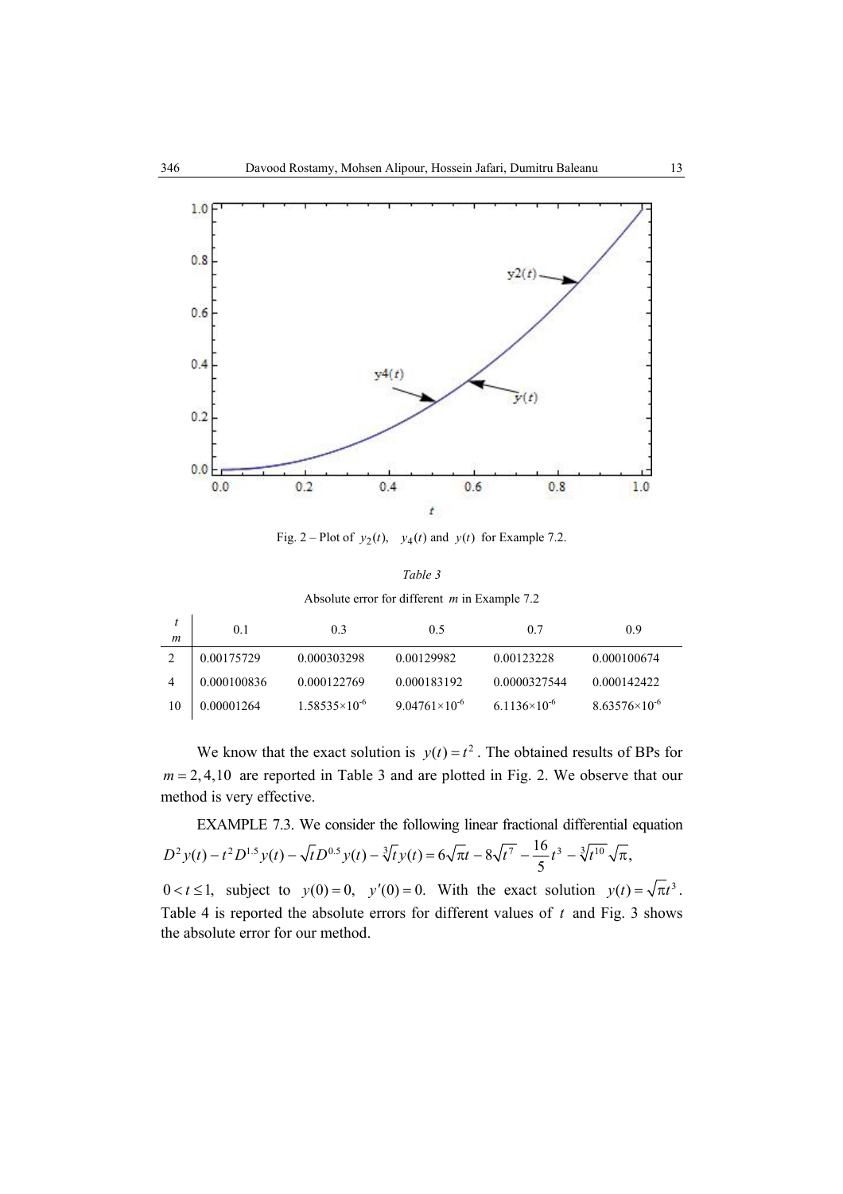Fig. 2 – Plot of $y_2(t)$, $y_4(t)$ and $y(t)$ for Example 7.2.

*Table 3*

Absolute error for different $m$ in Example 7.2

| $m$ \ $t$ | 0.1 | 0.3 | 0.5 | 0.7 | 0.9 |
|---|---|---|---|---|---|
| 2 | 0.00175729 | 0.000303298 | 0.00129982 | 0.00123228 | 0.000100674 |
| 4 | 0.000100836 | 0.000122769 | 0.000183192 | 0.0000327544 | 0.000142422 |
| 10 | 0.00001264 | $1.58535\times10^{-6}$ | $9.04761\times10^{-6}$ | $6.1136\times10^{-6}$ | $8.63576\times10^{-6}$ |

We know that the exact solution is $y(t)=t^2$. The obtained results of BPs for $m=2,4,10$ are reported in Table 3 and are plotted in Fig. 2. We observe that our method is very effective.

EXAMPLE 7.3. We consider the following linear fractional differential equation

$$D^2 y(t) - t^2 D^{1.5} y(t) - \sqrt{t} D^{0.5} y(t) - \sqrt[3]{t}\, y(t) = 6\sqrt{\pi t} - 8\sqrt{t^7} - \frac{16}{5}t^3 - \sqrt[3]{t^{10}}\sqrt{\pi},$$

$0<t\le 1$, subject to $y(0)=0$, $y'(0)=0$. With the exact solution $y(t)=\sqrt{\pi t^3}$. Table 4 is reported the absolute errors for different values of $t$ and Fig. 3 shows the absolute error for our method.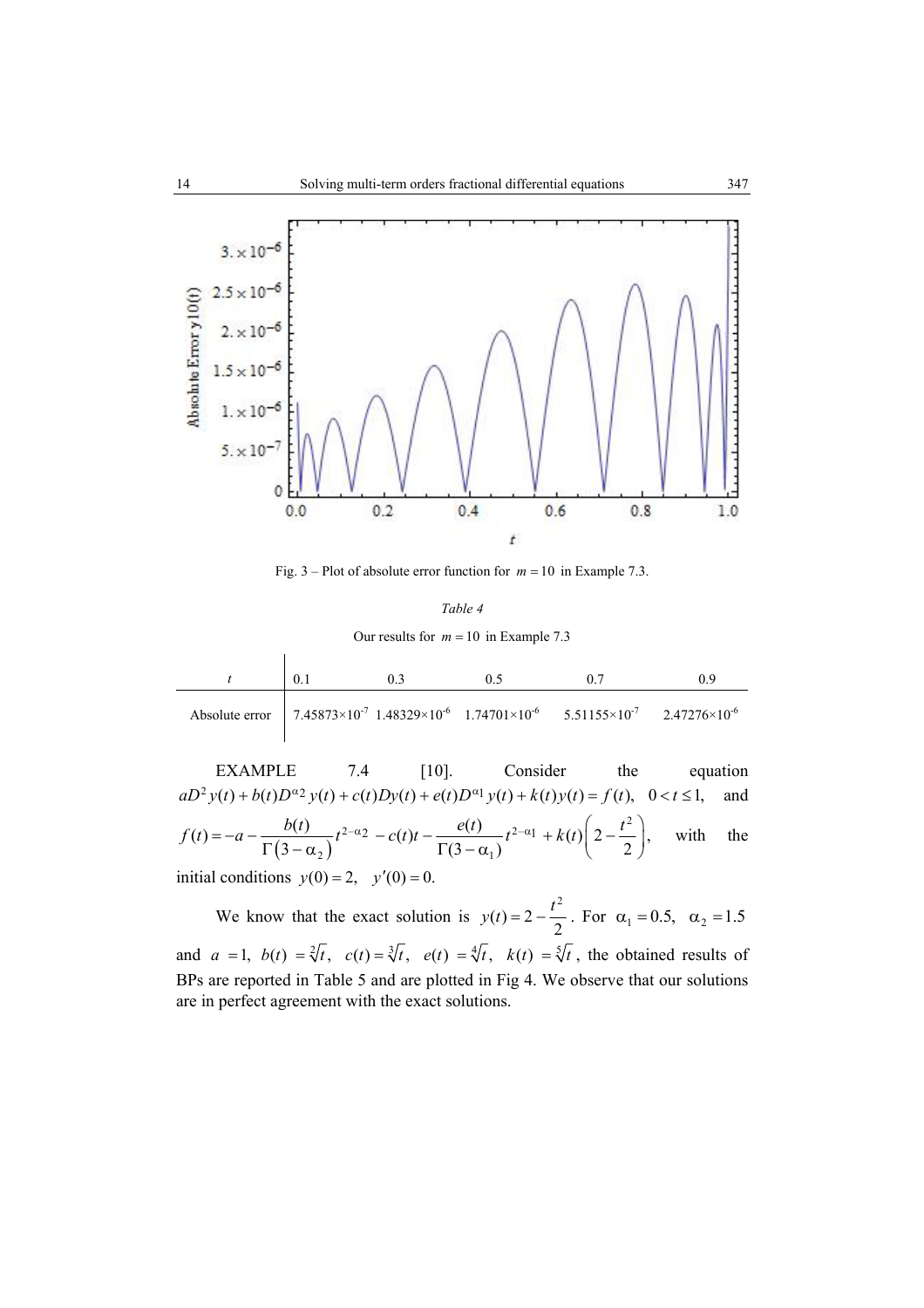Fig. 3 – Plot of absolute error function for $m = 10$ in Example 7.3.

*Table 4*

Our results for $m = 10$ in Example 7.3

| $t$ | 0.1 | 0.3 | 0.5 | 0.7 | 0.9 |
|---|---|---|---|---|---|
| Absolute error | $7.45873\times10^{-7}$ | $1.48329\times10^{-6}$ | $1.74701\times10^{-6}$ | $5.51155\times10^{-7}$ | $2.47276\times10^{-6}$ |

EXAMPLE 7.4 [10]. Consider the equation $aD^2 y(t) + b(t)D^{\alpha 2} y(t) + c(t)Dy(t) + e(t)D^{\alpha 1} y(t) + k(t)y(t) = f(t),\quad 0 < t \le 1,$ and $f(t) = -a - \dfrac{b(t)}{\Gamma(3-\alpha_2)} t^{2-\alpha 2} - c(t)t - \dfrac{e(t)}{\Gamma(3-\alpha_1)} t^{2-\alpha 1} + k(t)\left(2 - \dfrac{t^2}{2}\right),$ with the initial conditions $y(0) = 2,\quad y'(0) = 0.$

We know that the exact solution is $y(t) = 2 - \dfrac{t^2}{2}$. For $\alpha_1 = 0.5,\ \alpha_2 = 1.5$ and $a = 1,\ b(t) = \sqrt[2]{t},\ c(t) = \sqrt[3]{t},\ e(t) = \sqrt[4]{t},\ k(t) = \sqrt[5]{t}$, the obtained results of BPs are reported in Table 5 and are plotted in Fig 4. We observe that our solutions are in perfect agreement with the exact solutions.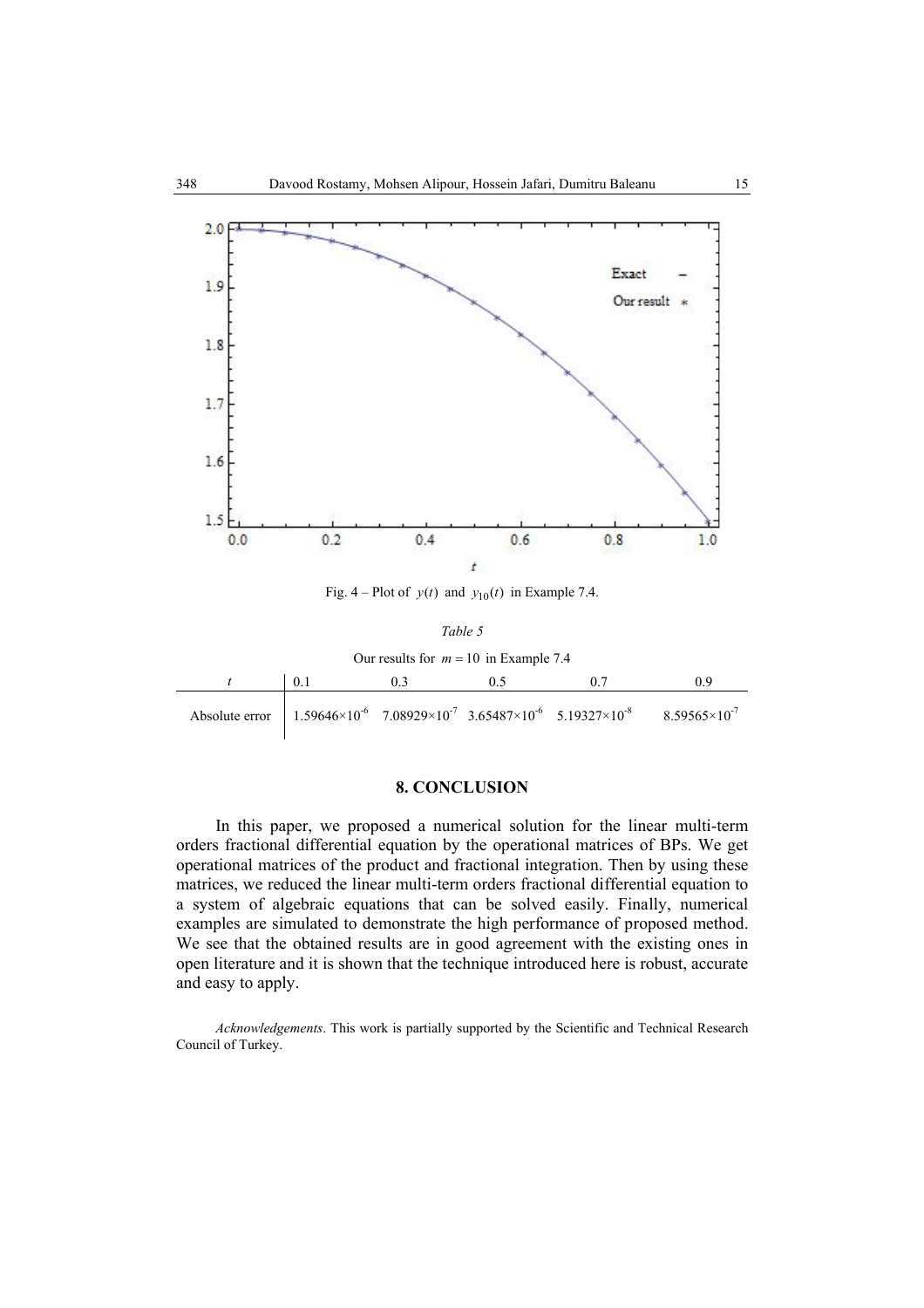Fig. 4 – Plot of $y(t)$ and $y_{10}(t)$ in Example 7.4.

*Table 5*

Our results for $m = 10$ in Example 7.4

| $t$ | 0.1 | 0.3 | 0.5 | 0.7 | 0.9 |
|---|---|---|---|---|---|
| Absolute error | $1.59646\times10^{-6}$ | $7.08929\times10^{-7}$ | $3.65487\times10^{-6}$ | $5.19327\times10^{-8}$ | $8.59565\times10^{-7}$ |

## 8. CONCLUSION

In this paper, we proposed a numerical solution for the linear multi-term orders fractional differential equation by the operational matrices of BPs. We get operational matrices of the product and fractional integration. Then by using these matrices, we reduced the linear multi-term orders fractional differential equation to a system of algebraic equations that can be solved easily. Finally, numerical examples are simulated to demonstrate the high performance of proposed method. We see that the obtained results are in good agreement with the existing ones in open literature and it is shown that the technique introduced here is robust, accurate and easy to apply.

*Acknowledgements*. This work is partially supported by the Scientific and Technical Research Council of Turkey.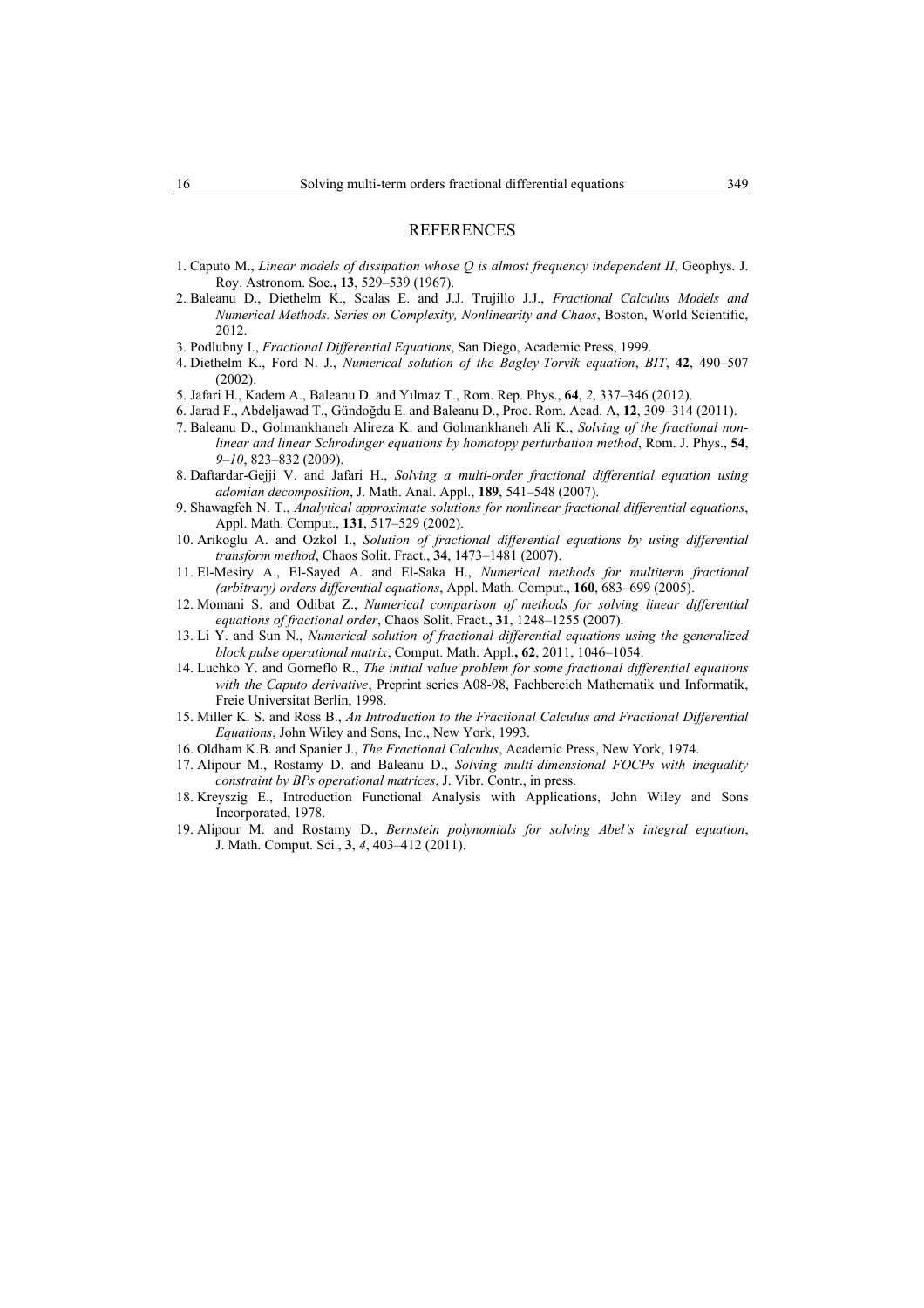## REFERENCES

1. Caputo M., *Linear models of dissipation whose Q is almost frequency independent II*, Geophys. J. Roy. Astronom. Soc., **13**, 529–539 (1967).
2. Baleanu D., Diethelm K., Scalas E. and J.J. Trujillo J.J., *Fractional Calculus Models and Numerical Methods. Series on Complexity, Nonlinearity and Chaos*, Boston, World Scientific, 2012.
3. Podlubny I., *Fractional Differential Equations*, San Diego, Academic Press, 1999.
4. Diethelm K., Ford N. J., *Numerical solution of the Bagley-Torvik equation*, *BIT*, **42**, 490–507 (2002).
5. Jafari H., Kadem A., Baleanu D. and Yılmaz T., Rom. Rep. Phys., **64**, *2*, 337–346 (2012).
6. Jarad F., Abdeljawad T., Gündoğdu E. and Baleanu D., Proc. Rom. Acad. A, **12**, 309–314 (2011).
7. Baleanu D., Golmankhaneh Alireza K. and Golmankhaneh Ali K., *Solving of the fractional non-linear and linear Schrodinger equations by homotopy perturbation method*, Rom. J. Phys., **54**, *9–10*, 823–832 (2009).
8. Daftardar-Gejji V. and Jafari H., *Solving a multi-order fractional differential equation using adomian decomposition*, J. Math. Anal. Appl., **189**, 541–548 (2007).
9. Shawagfeh N. T., *Analytical approximate solutions for nonlinear fractional differential equations*, Appl. Math. Comput., **131**, 517–529 (2002).
10. Arikoglu A. and Ozkol I., *Solution of fractional differential equations by using differential transform method*, Chaos Solit. Fract., **34**, 1473–1481 (2007).
11. El-Mesiry A., El-Sayed A. and El-Saka H., *Numerical methods for multiterm fractional (arbitrary) orders differential equations*, Appl. Math. Comput., **160**, 683–699 (2005).
12. Momani S. and Odibat Z., *Numerical comparison of methods for solving linear differential equations of fractional order*, Chaos Solit. Fract., **31**, 1248–1255 (2007).
13. Li Y. and Sun N., *Numerical solution of fractional differential equations using the generalized block pulse operational matrix*, Comput. Math. Appl., **62**, 2011, 1046–1054.
14. Luchko Y. and Gorneflo R., *The initial value problem for some fractional differential equations with the Caputo derivative*, Preprint series A08-98, Fachbereich Mathematik und Informatik, Freie Universitat Berlin, 1998.
15. Miller K. S. and Ross B., *An Introduction to the Fractional Calculus and Fractional Differential Equations*, John Wiley and Sons, Inc., New York, 1993.
16. Oldham K.B. and Spanier J., *The Fractional Calculus*, Academic Press, New York, 1974.
17. Alipour M., Rostamy D. and Baleanu D., *Solving multi-dimensional FOCPs with inequality constraint by BPs operational matrices*, J. Vibr. Contr., in press.
18. Kreyszig E., Introduction Functional Analysis with Applications, John Wiley and Sons Incorporated, 1978.
19. Alipour M. and Rostamy D., *Bernstein polynomials for solving Abel's integral equation*, J. Math. Comput. Sci., **3**, *4*, 403–412 (2011).